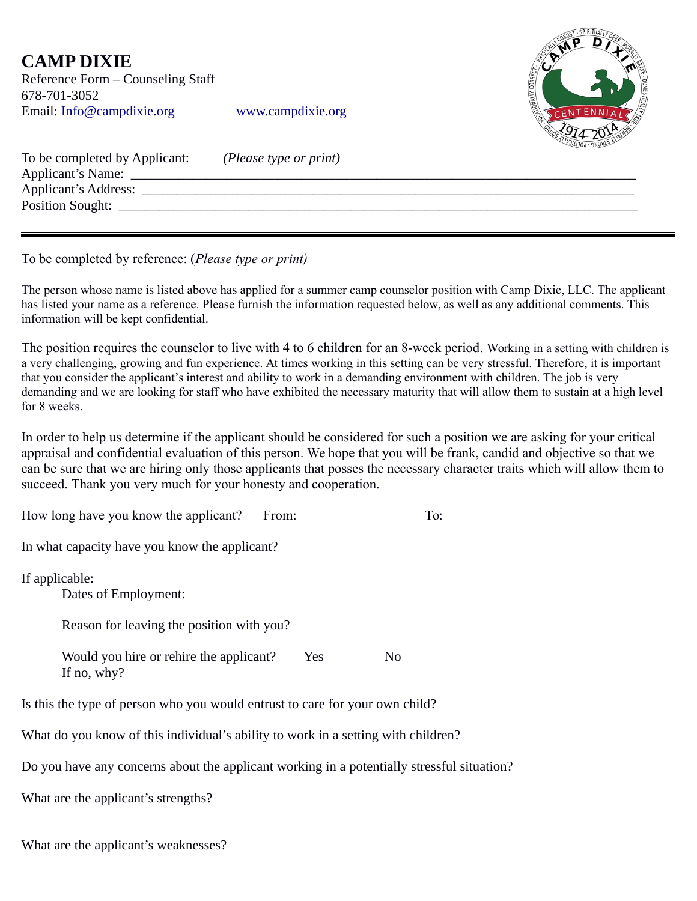# CAMP DIXIE

Reference Form – Counseling Staff
678-701-3052
Email: [Info@campdixie.org](mailto:Info@campdixie.org) [www.campdixie.org](http://www.campdixie.org)

To be completed by Applicant: *(Please type or print)*
Applicant's Name: ___________________________________________________________________________
Applicant's Address: _________________________________________________________________________
Position Sought: _____________________________________________________________________________

---

To be completed by reference: (*Please type or print)*

The person whose name is listed above has applied for a summer camp counselor position with Camp Dixie, LLC. The applicant has listed your name as a reference. Please furnish the information requested below, as well as any additional comments. This information will be kept confidential.

The position requires the counselor to live with 4 to 6 children for an 8-week period. Working in a setting with children is a very challenging, growing and fun experience. At times working in this setting can be very stressful. Therefore, it is important that you consider the applicant's interest and ability to work in a demanding environment with children. The job is very demanding and we are looking for staff who have exhibited the necessary maturity that will allow them to sustain at a high level for 8 weeks.

In order to help us determine if the applicant should be considered for such a position we are asking for your critical appraisal and confidential evaluation of this person. We hope that you will be frank, candid and objective so that we can be sure that we are hiring only those applicants that posses the necessary character traits which will allow them to succeed. Thank you very much for your honesty and cooperation.

How long have you know the applicant? From: To:

In what capacity have you know the applicant?

If applicable:

Dates of Employment:

Reason for leaving the position with you?

Would you hire or rehire the applicant? Yes No
If no, why?

Is this the type of person who you would entrust to care for your own child?

What do you know of this individual's ability to work in a setting with children?

Do you have any concerns about the applicant working in a potentially stressful situation?

What are the applicant's strengths?

What are the applicant's weaknesses?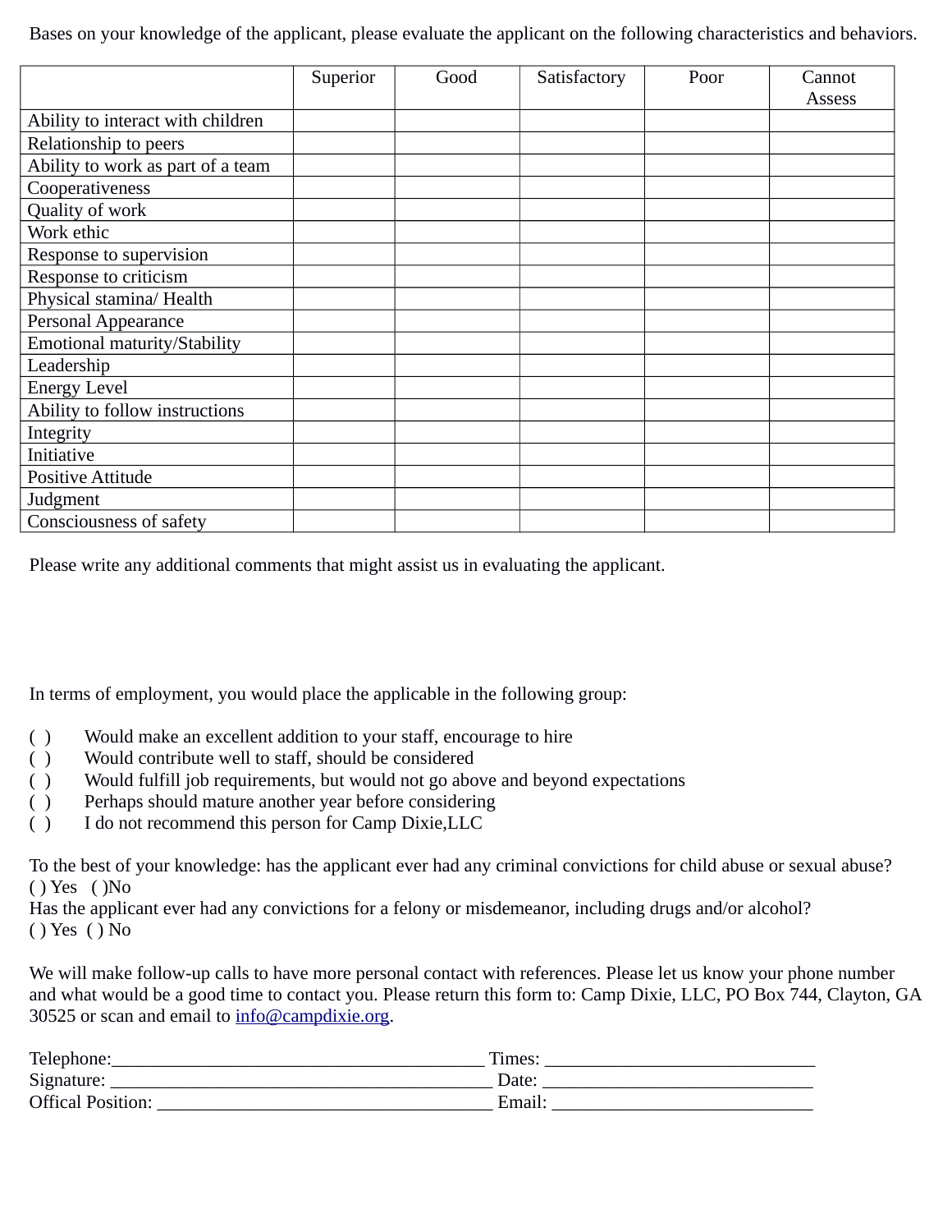Bases on your knowledge of the applicant, please evaluate the applicant on the following characteristics and behaviors.

| | Superior | Good | Satisfactory | Poor | Cannot Assess |
|---|---|---|---|---|---|
| Ability to interact with children | | | | | |
| Relationship to peers | | | | | |
| Ability to work as part of a team | | | | | |
| Cooperativeness | | | | | |
| Quality of work | | | | | |
| Work ethic | | | | | |
| Response to supervision | | | | | |
| Response to criticism | | | | | |
| Physical stamina/ Health | | | | | |
| Personal Appearance | | | | | |
| Emotional maturity/Stability | | | | | |
| Leadership | | | | | |
| Energy Level | | | | | |
| Ability to follow instructions | | | | | |
| Integrity | | | | | |
| Initiative | | | | | |
| Positive Attitude | | | | | |
| Judgment | | | | | |
| Consciousness of safety | | | | | |

Please write any additional comments that might assist us in evaluating the applicant.

In terms of employment, you would place the applicable in the following group:

( ) Would make an excellent addition to your staff, encourage to hire
( ) Would contribute well to staff, should be considered
( ) Would fulfill job requirements, but would not go above and beyond expectations
( ) Perhaps should mature another year before considering
( ) I do not recommend this person for Camp Dixie,LLC

To the best of your knowledge: has the applicant ever had any criminal convictions for child abuse or sexual abuse?
( ) Yes ( )No
Has the applicant ever had any convictions for a felony or misdemeanor, including drugs and/or alcohol?
( ) Yes ( ) No

We will make follow-up calls to have more personal contact with references. Please let us know your phone number and what would be a good time to contact you. Please return this form to: Camp Dixie, LLC, PO Box 744, Clayton, GA 30525 or scan and email to info@campdixie.org.

Telephone:________________________________________ Times: _____________________________
Signature: _________________________________________ Date: _____________________________
Offical Position: ____________________________________ Email: ____________________________